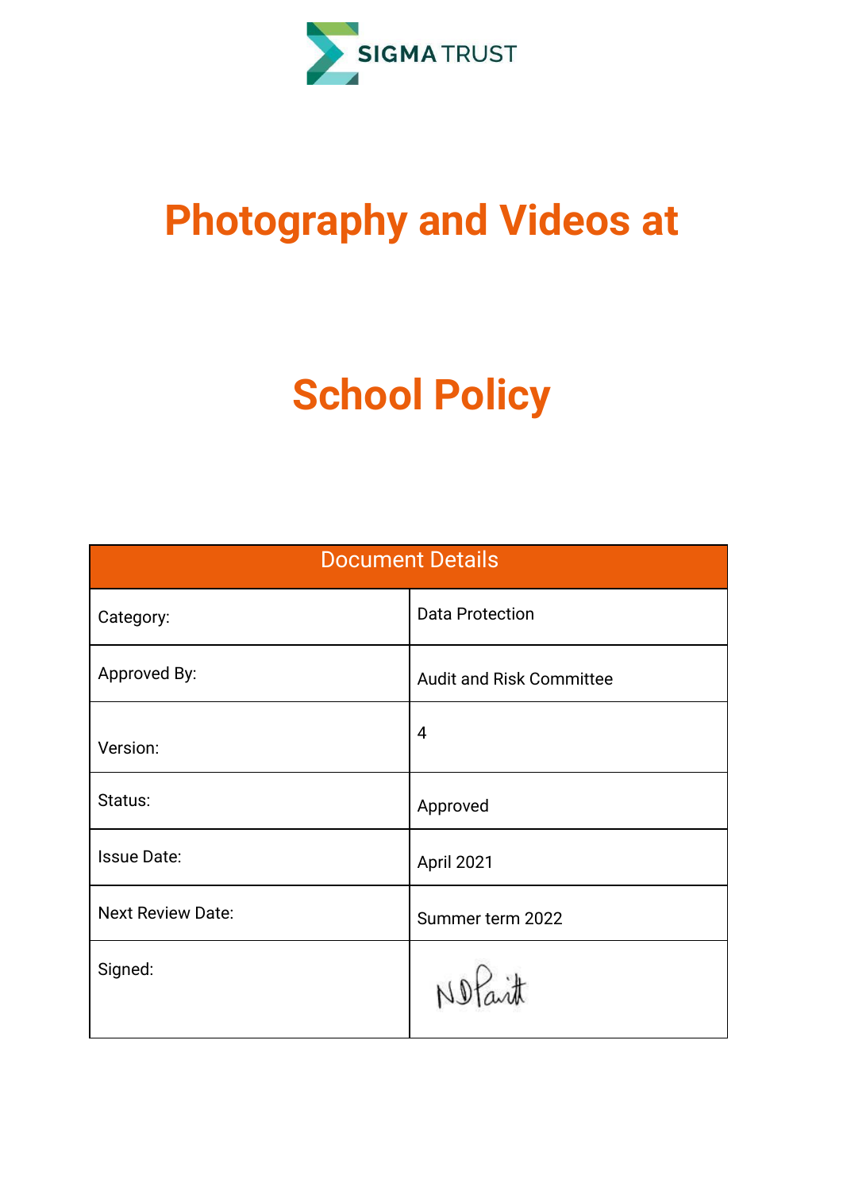SIGMA TRUST

# Photography and Videos at School Policy

| Document Details | |
|---|---|
| Category: | Data Protection |
| Approved By: | Audit and Risk Committee |
| Version: | 4 |
| Status: | Approved |
| Issue Date: | April 2021 |
| Next Review Date: | Summer term 2022 |
| Signed: | NDPaint |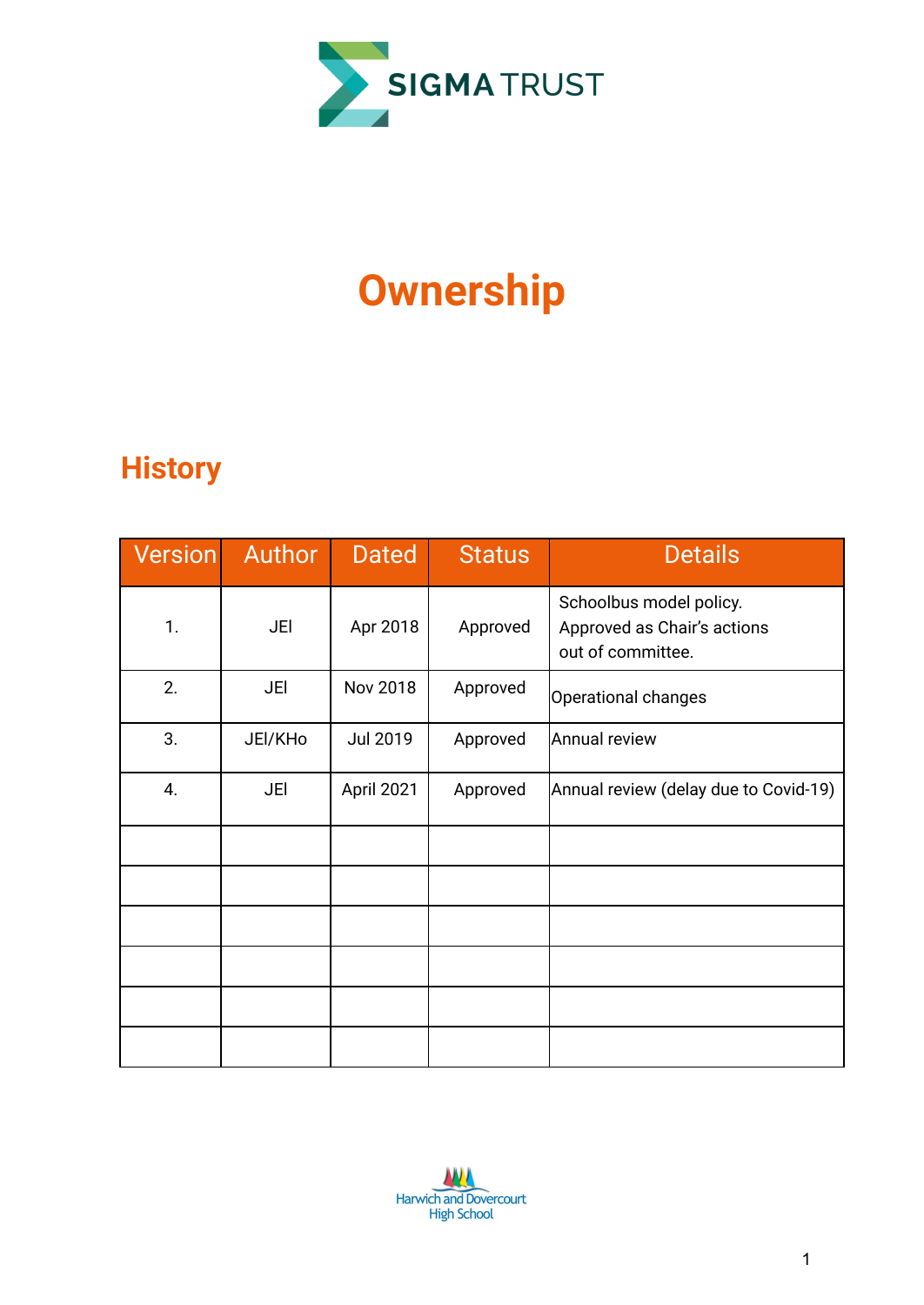# Ownership

## History

| Version | Author | Dated | Status | Details |
|---|---|---|---|---|
| 1. | JEl | Apr 2018 | Approved | Schoolbus model policy. Approved as Chair's actions out of committee. |
| 2. | JEl | Nov 2018 | Approved | Operational changes |
| 3. | JEl/KHo | Jul 2019 | Approved | Annual review |
| 4. | JEl | April 2021 | Approved | Annual review (delay due to Covid-19) |
| | | | | |
| | | | | |
| | | | | |
| | | | | |
| | | | | |
| | | | | |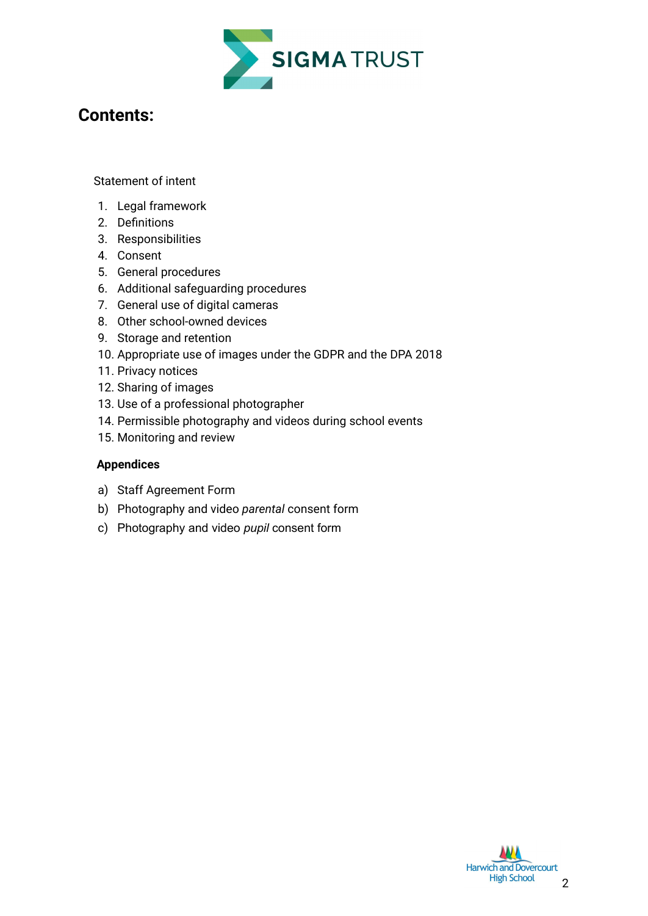## Contents:

Statement of intent

1. Legal framework
2. Definitions
3. Responsibilities
4. Consent
5. General procedures
6. Additional safeguarding procedures
7. General use of digital cameras
8. Other school-owned devices
9. Storage and retention
10. Appropriate use of images under the GDPR and the DPA 2018
11. Privacy notices
12. Sharing of images
13. Use of a professional photographer
14. Permissible photography and videos during school events
15. Monitoring and review

**Appendices**

a) Staff Agreement Form
b) Photography and video *parental* consent form
c) Photography and video *pupil* consent form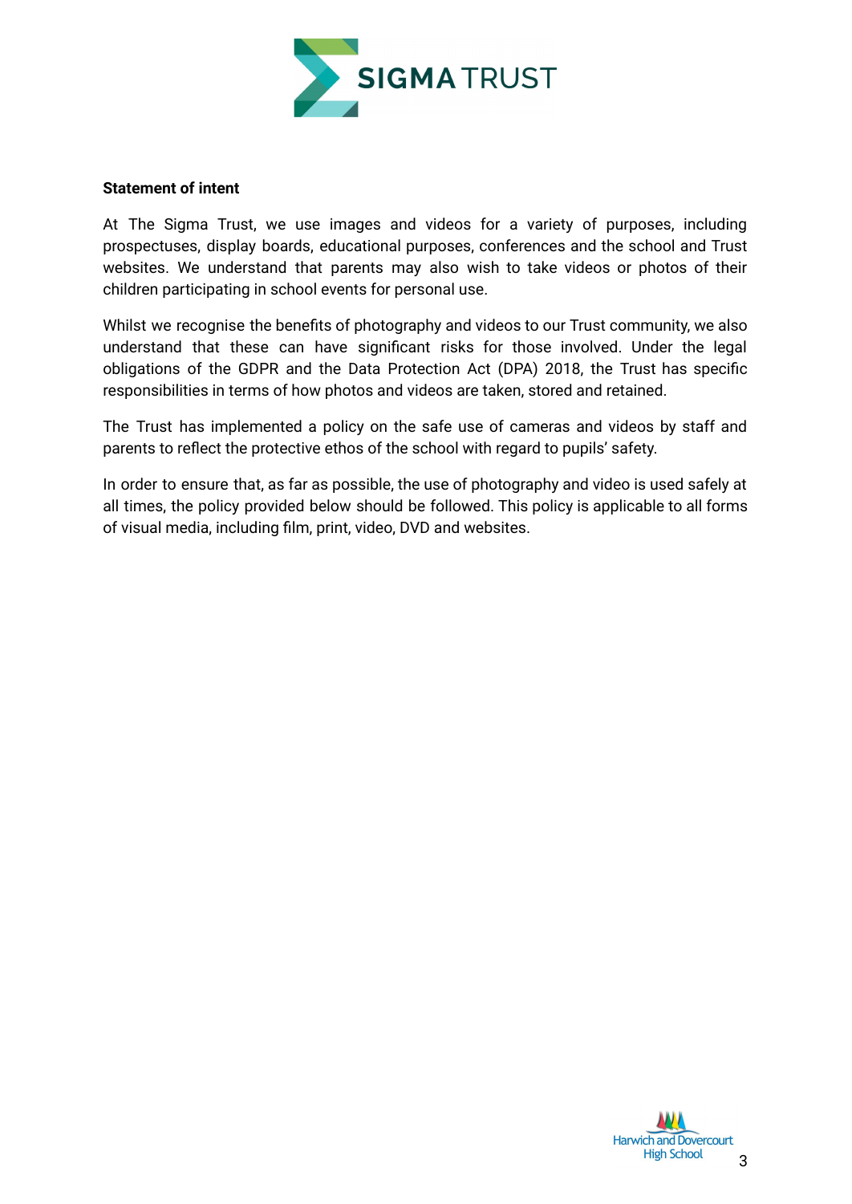**Statement of intent**

At The Sigma Trust, we use images and videos for a variety of purposes, including prospectuses, display boards, educational purposes, conferences and the school and Trust websites. We understand that parents may also wish to take videos or photos of their children participating in school events for personal use.

Whilst we recognise the benefits of photography and videos to our Trust community, we also understand that these can have significant risks for those involved. Under the legal obligations of the GDPR and the Data Protection Act (DPA) 2018, the Trust has specific responsibilities in terms of how photos and videos are taken, stored and retained.

The Trust has implemented a policy on the safe use of cameras and videos by staff and parents to reflect the protective ethos of the school with regard to pupils' safety.

In order to ensure that, as far as possible, the use of photography and video is used safely at all times, the policy provided below should be followed. This policy is applicable to all forms of visual media, including film, print, video, DVD and websites.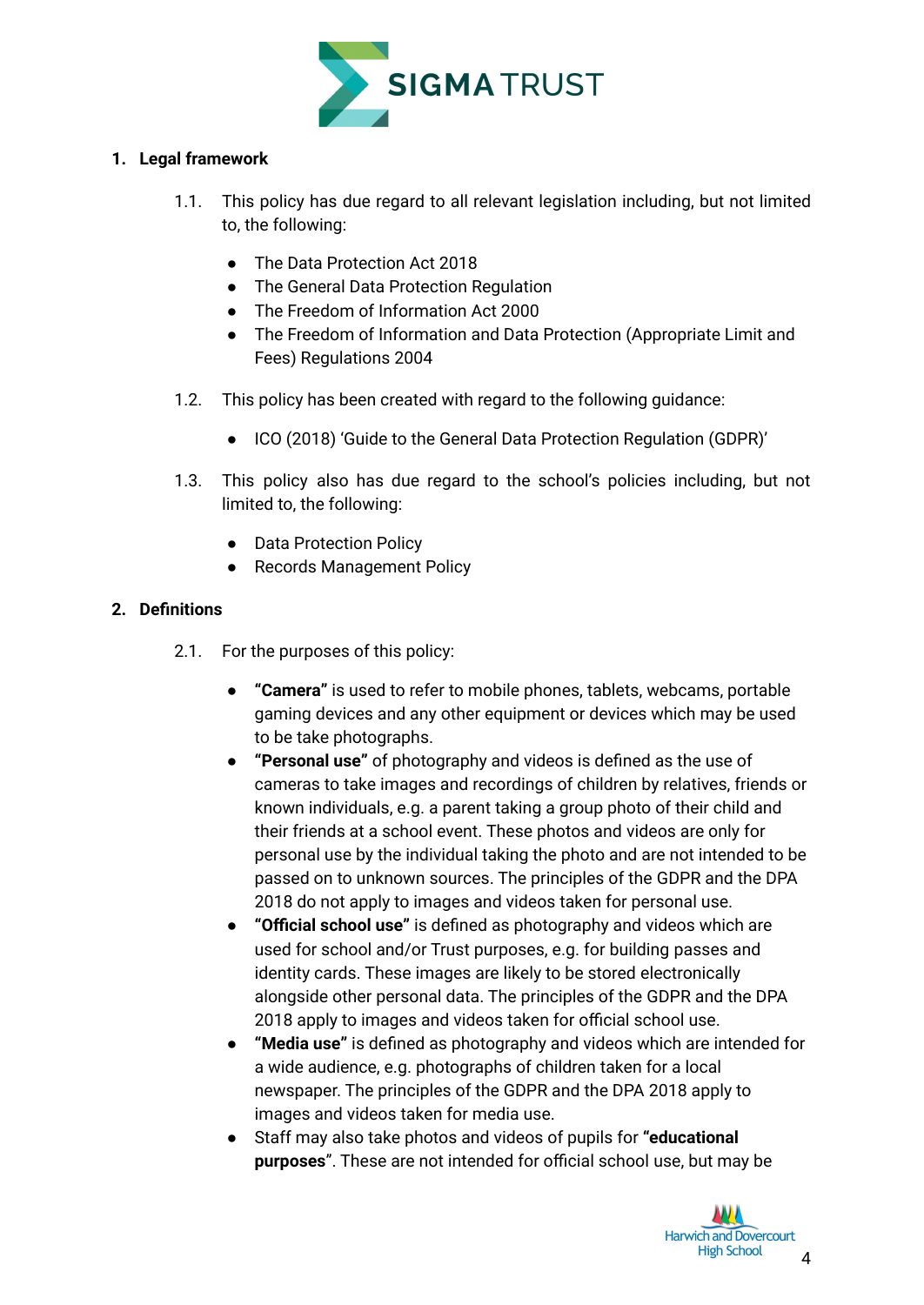## 1. Legal framework

1.1. This policy has due regard to all relevant legislation including, but not limited to, the following:

- The Data Protection Act 2018
- The General Data Protection Regulation
- The Freedom of Information Act 2000
- The Freedom of Information and Data Protection (Appropriate Limit and Fees) Regulations 2004

1.2. This policy has been created with regard to the following guidance:

- ICO (2018) 'Guide to the General Data Protection Regulation (GDPR)'

1.3. This policy also has due regard to the school's policies including, but not limited to, the following:

- Data Protection Policy
- Records Management Policy

## 2. Definitions

2.1. For the purposes of this policy:

- **"Camera"** is used to refer to mobile phones, tablets, webcams, portable gaming devices and any other equipment or devices which may be used to be take photographs.
- **"Personal use"** of photography and videos is defined as the use of cameras to take images and recordings of children by relatives, friends or known individuals, e.g. a parent taking a group photo of their child and their friends at a school event. These photos and videos are only for personal use by the individual taking the photo and are not intended to be passed on to unknown sources. The principles of the GDPR and the DPA 2018 do not apply to images and videos taken for personal use.
- **"Official school use"** is defined as photography and videos which are used for school and/or Trust purposes, e.g. for building passes and identity cards. These images are likely to be stored electronically alongside other personal data. The principles of the GDPR and the DPA 2018 apply to images and videos taken for official school use.
- **"Media use"** is defined as photography and videos which are intended for a wide audience, e.g. photographs of children taken for a local newspaper. The principles of the GDPR and the DPA 2018 apply to images and videos taken for media use.
- Staff may also take photos and videos of pupils for **"educational purposes"**. These are not intended for official school use, but may be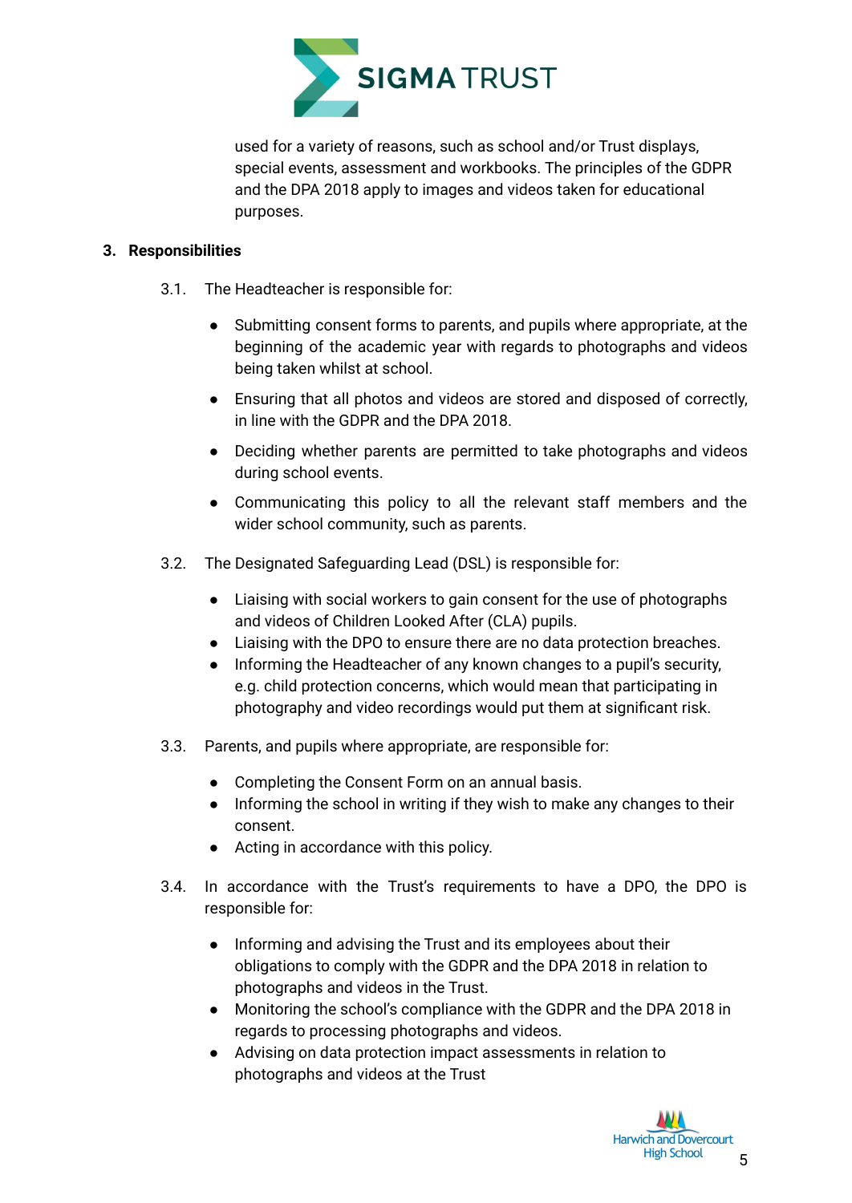used for a variety of reasons, such as school and/or Trust displays, special events, assessment and workbooks. The principles of the GDPR and the DPA 2018 apply to images and videos taken for educational purposes.

## 3. Responsibilities

3.1. The Headteacher is responsible for:

- Submitting consent forms to parents, and pupils where appropriate, at the beginning of the academic year with regards to photographs and videos being taken whilst at school.
- Ensuring that all photos and videos are stored and disposed of correctly, in line with the GDPR and the DPA 2018.
- Deciding whether parents are permitted to take photographs and videos during school events.
- Communicating this policy to all the relevant staff members and the wider school community, such as parents.

3.2. The Designated Safeguarding Lead (DSL) is responsible for:

- Liaising with social workers to gain consent for the use of photographs and videos of Children Looked After (CLA) pupils.
- Liaising with the DPO to ensure there are no data protection breaches.
- Informing the Headteacher of any known changes to a pupil's security, e.g. child protection concerns, which would mean that participating in photography and video recordings would put them at significant risk.

3.3. Parents, and pupils where appropriate, are responsible for:

- Completing the Consent Form on an annual basis.
- Informing the school in writing if they wish to make any changes to their consent.
- Acting in accordance with this policy.

3.4. In accordance with the Trust's requirements to have a DPO, the DPO is responsible for:

- Informing and advising the Trust and its employees about their obligations to comply with the GDPR and the DPA 2018 in relation to photographs and videos in the Trust.
- Monitoring the school's compliance with the GDPR and the DPA 2018 in regards to processing photographs and videos.
- Advising on data protection impact assessments in relation to photographs and videos at the Trust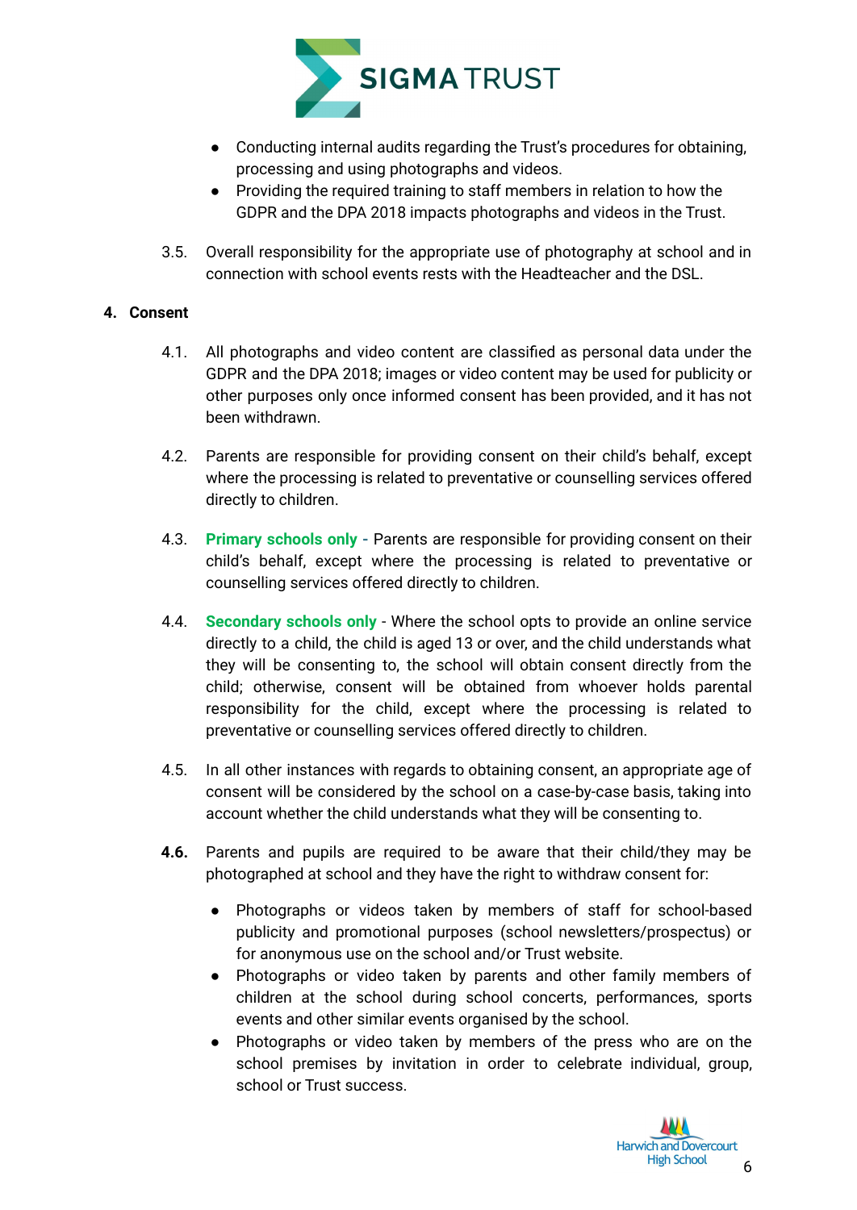- Conducting internal audits regarding the Trust's procedures for obtaining, processing and using photographs and videos.
- Providing the required training to staff members in relation to how the GDPR and the DPA 2018 impacts photographs and videos in the Trust.

3.5. Overall responsibility for the appropriate use of photography at school and in connection with school events rests with the Headteacher and the DSL.

## 4. Consent

4.1. All photographs and video content are classified as personal data under the GDPR and the DPA 2018; images or video content may be used for publicity or other purposes only once informed consent has been provided, and it has not been withdrawn.

4.2. Parents are responsible for providing consent on their child's behalf, except where the processing is related to preventative or counselling services offered directly to children.

4.3. **Primary schools only** - Parents are responsible for providing consent on their child's behalf, except where the processing is related to preventative or counselling services offered directly to children.

4.4. **Secondary schools only** - Where the school opts to provide an online service directly to a child, the child is aged 13 or over, and the child understands what they will be consenting to, the school will obtain consent directly from the child; otherwise, consent will be obtained from whoever holds parental responsibility for the child, except where the processing is related to preventative or counselling services offered directly to children.

4.5. In all other instances with regards to obtaining consent, an appropriate age of consent will be considered by the school on a case-by-case basis, taking into account whether the child understands what they will be consenting to.

**4.6.** Parents and pupils are required to be aware that their child/they may be photographed at school and they have the right to withdraw consent for:

- Photographs or videos taken by members of staff for school-based publicity and promotional purposes (school newsletters/prospectus) or for anonymous use on the school and/or Trust website.
- Photographs or video taken by parents and other family members of children at the school during school concerts, performances, sports events and other similar events organised by the school.
- Photographs or video taken by members of the press who are on the school premises by invitation in order to celebrate individual, group, school or Trust success.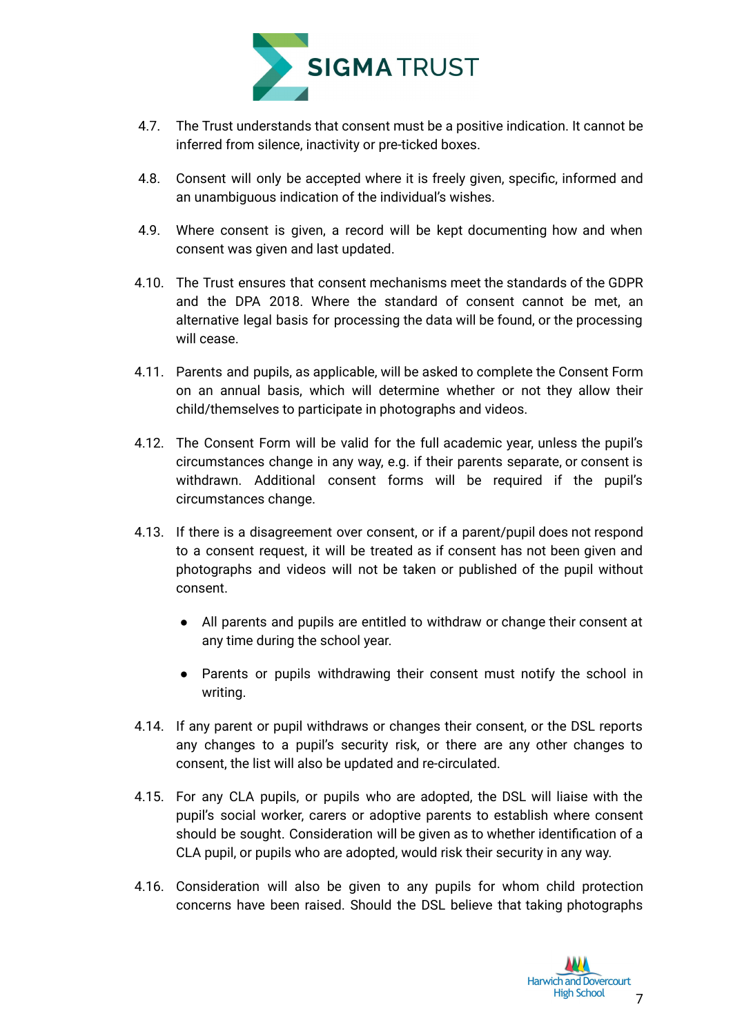4.7. The Trust understands that consent must be a positive indication. It cannot be inferred from silence, inactivity or pre-ticked boxes.

4.8. Consent will only be accepted where it is freely given, specific, informed and an unambiguous indication of the individual's wishes.

4.9. Where consent is given, a record will be kept documenting how and when consent was given and last updated.

4.10. The Trust ensures that consent mechanisms meet the standards of the GDPR and the DPA 2018. Where the standard of consent cannot be met, an alternative legal basis for processing the data will be found, or the processing will cease.

4.11. Parents and pupils, as applicable, will be asked to complete the Consent Form on an annual basis, which will determine whether or not they allow their child/themselves to participate in photographs and videos.

4.12. The Consent Form will be valid for the full academic year, unless the pupil's circumstances change in any way, e.g. if their parents separate, or consent is withdrawn. Additional consent forms will be required if the pupil's circumstances change.

4.13. If there is a disagreement over consent, or if a parent/pupil does not respond to a consent request, it will be treated as if consent has not been given and photographs and videos will not be taken or published of the pupil without consent.

- All parents and pupils are entitled to withdraw or change their consent at any time during the school year.
- Parents or pupils withdrawing their consent must notify the school in writing.

4.14. If any parent or pupil withdraws or changes their consent, or the DSL reports any changes to a pupil's security risk, or there are any other changes to consent, the list will also be updated and re-circulated.

4.15. For any CLA pupils, or pupils who are adopted, the DSL will liaise with the pupil's social worker, carers or adoptive parents to establish where consent should be sought. Consideration will be given as to whether identification of a CLA pupil, or pupils who are adopted, would risk their security in any way.

4.16. Consideration will also be given to any pupils for whom child protection concerns have been raised. Should the DSL believe that taking photographs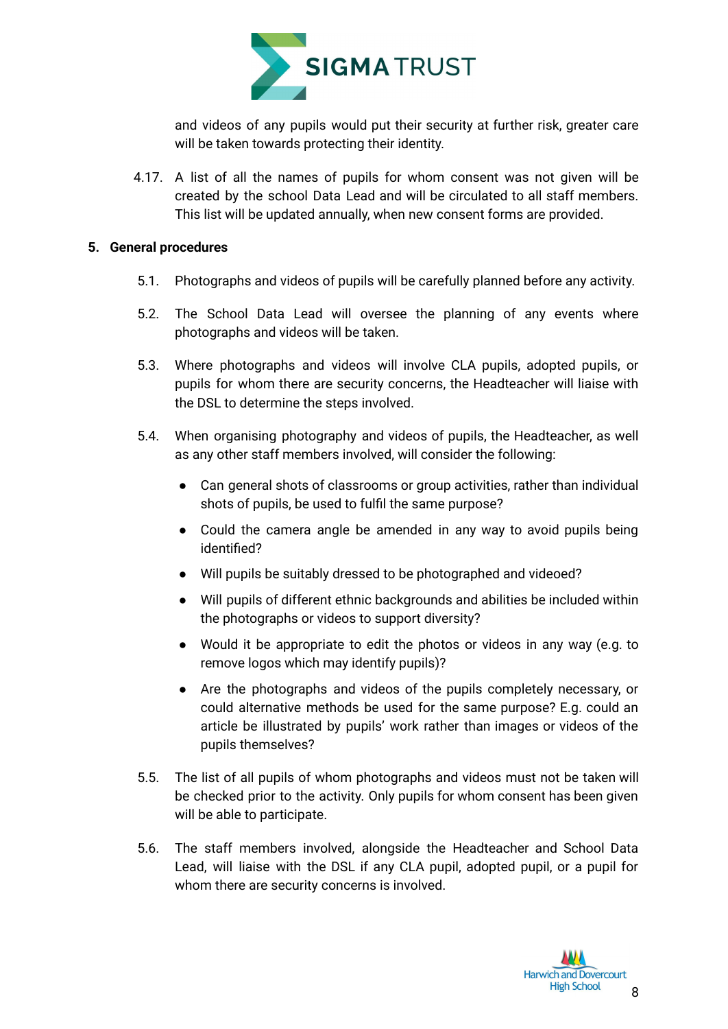and videos of any pupils would put their security at further risk, greater care will be taken towards protecting their identity.

4.17. A list of all the names of pupils for whom consent was not given will be created by the school Data Lead and will be circulated to all staff members. This list will be updated annually, when new consent forms are provided.

## 5. General procedures

5.1. Photographs and videos of pupils will be carefully planned before any activity.

5.2. The School Data Lead will oversee the planning of any events where photographs and videos will be taken.

5.3. Where photographs and videos will involve CLA pupils, adopted pupils, or pupils for whom there are security concerns, the Headteacher will liaise with the DSL to determine the steps involved.

5.4. When organising photography and videos of pupils, the Headteacher, as well as any other staff members involved, will consider the following:

- Can general shots of classrooms or group activities, rather than individual shots of pupils, be used to fulfil the same purpose?
- Could the camera angle be amended in any way to avoid pupils being identified?
- Will pupils be suitably dressed to be photographed and videoed?
- Will pupils of different ethnic backgrounds and abilities be included within the photographs or videos to support diversity?
- Would it be appropriate to edit the photos or videos in any way (e.g. to remove logos which may identify pupils)?
- Are the photographs and videos of the pupils completely necessary, or could alternative methods be used for the same purpose? E.g. could an article be illustrated by pupils' work rather than images or videos of the pupils themselves?

5.5. The list of all pupils of whom photographs and videos must not be taken will be checked prior to the activity. Only pupils for whom consent has been given will be able to participate.

5.6. The staff members involved, alongside the Headteacher and School Data Lead, will liaise with the DSL if any CLA pupil, adopted pupil, or a pupil for whom there are security concerns is involved.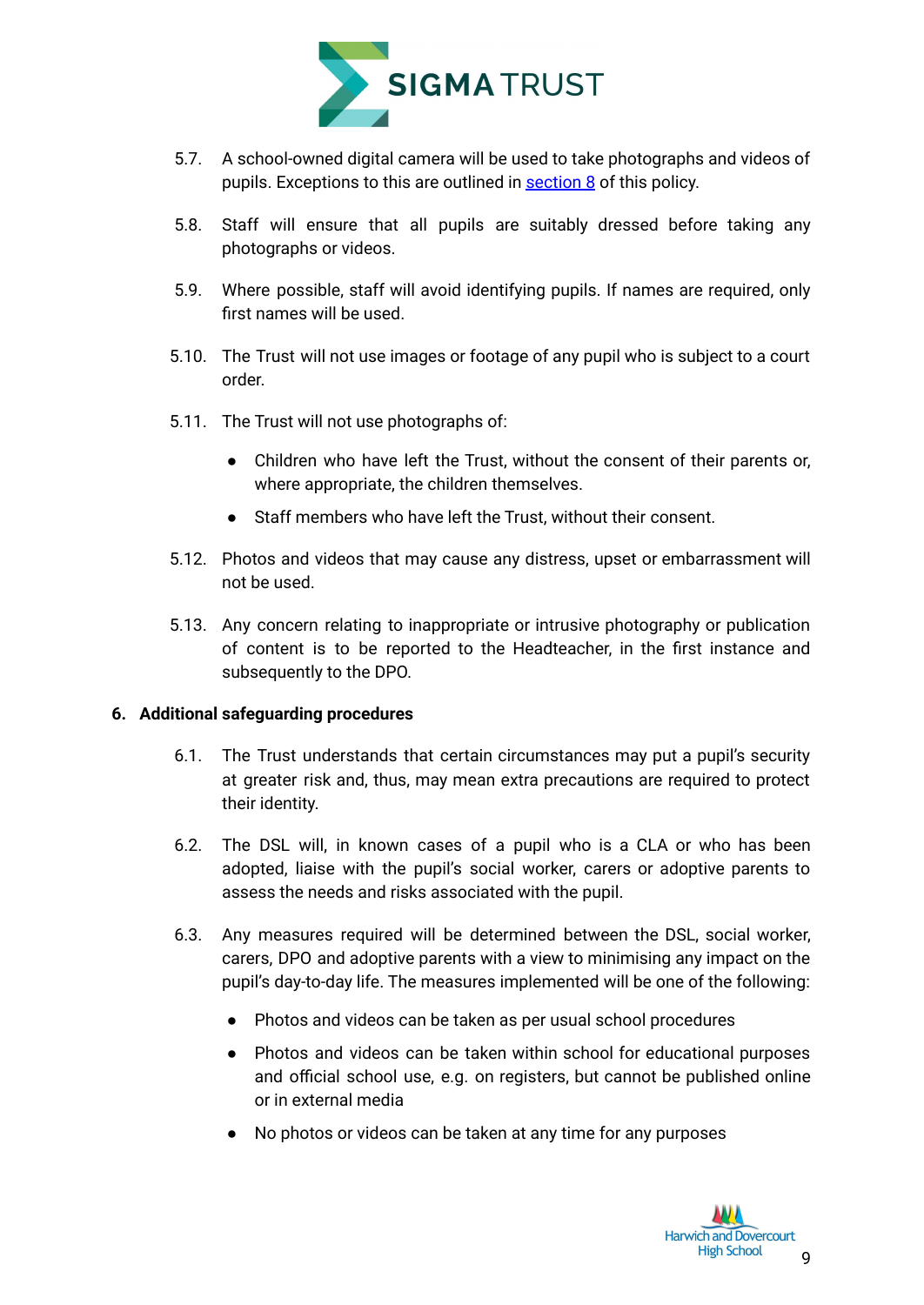5.7. A school-owned digital camera will be used to take photographs and videos of pupils. Exceptions to this are outlined in [section 8](#) of this policy.

5.8. Staff will ensure that all pupils are suitably dressed before taking any photographs or videos.

5.9. Where possible, staff will avoid identifying pupils. If names are required, only first names will be used.

5.10. The Trust will not use images or footage of any pupil who is subject to a court order.

5.11. The Trust will not use photographs of:

- Children who have left the Trust, without the consent of their parents or, where appropriate, the children themselves.
- Staff members who have left the Trust, without their consent.

5.12. Photos and videos that may cause any distress, upset or embarrassment will not be used.

5.13. Any concern relating to inappropriate or intrusive photography or publication of content is to be reported to the Headteacher, in the first instance and subsequently to the DPO.

## 6. Additional safeguarding procedures

6.1. The Trust understands that certain circumstances may put a pupil's security at greater risk and, thus, may mean extra precautions are required to protect their identity.

6.2. The DSL will, in known cases of a pupil who is a CLA or who has been adopted, liaise with the pupil's social worker, carers or adoptive parents to assess the needs and risks associated with the pupil.

6.3. Any measures required will be determined between the DSL, social worker, carers, DPO and adoptive parents with a view to minimising any impact on the pupil's day-to-day life. The measures implemented will be one of the following:

- Photos and videos can be taken as per usual school procedures
- Photos and videos can be taken within school for educational purposes and official school use, e.g. on registers, but cannot be published online or in external media
- No photos or videos can be taken at any time for any purposes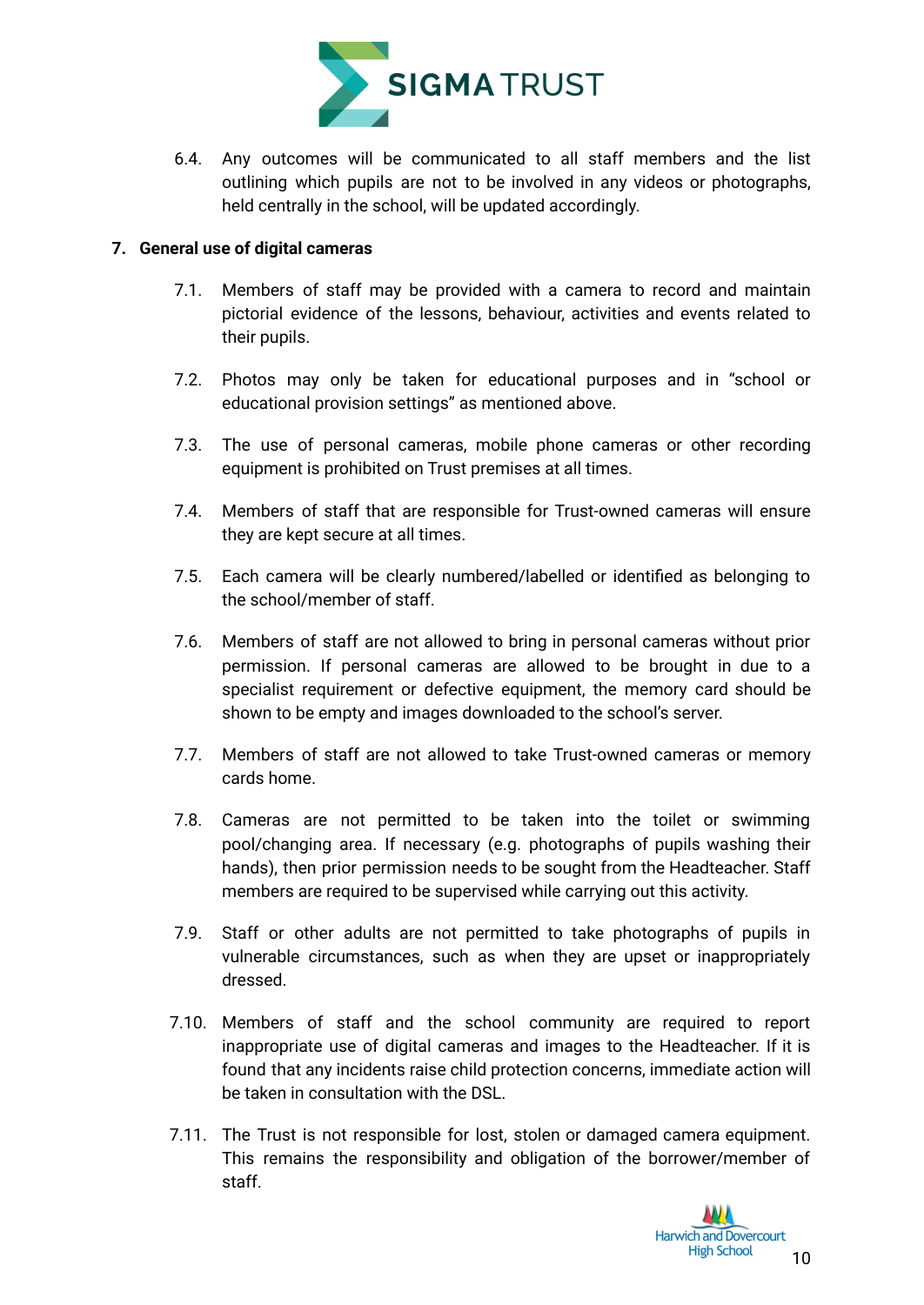6.4. Any outcomes will be communicated to all staff members and the list outlining which pupils are not to be involved in any videos or photographs, held centrally in the school, will be updated accordingly.

## 7. General use of digital cameras

7.1. Members of staff may be provided with a camera to record and maintain pictorial evidence of the lessons, behaviour, activities and events related to their pupils.

7.2. Photos may only be taken for educational purposes and in "school or educational provision settings" as mentioned above.

7.3. The use of personal cameras, mobile phone cameras or other recording equipment is prohibited on Trust premises at all times.

7.4. Members of staff that are responsible for Trust-owned cameras will ensure they are kept secure at all times.

7.5. Each camera will be clearly numbered/labelled or identified as belonging to the school/member of staff.

7.6. Members of staff are not allowed to bring in personal cameras without prior permission. If personal cameras are allowed to be brought in due to a specialist requirement or defective equipment, the memory card should be shown to be empty and images downloaded to the school's server.

7.7. Members of staff are not allowed to take Trust-owned cameras or memory cards home.

7.8. Cameras are not permitted to be taken into the toilet or swimming pool/changing area. If necessary (e.g. photographs of pupils washing their hands), then prior permission needs to be sought from the Headteacher. Staff members are required to be supervised while carrying out this activity.

7.9. Staff or other adults are not permitted to take photographs of pupils in vulnerable circumstances, such as when they are upset or inappropriately dressed.

7.10. Members of staff and the school community are required to report inappropriate use of digital cameras and images to the Headteacher. If it is found that any incidents raise child protection concerns, immediate action will be taken in consultation with the DSL.

7.11. The Trust is not responsible for lost, stolen or damaged camera equipment. This remains the responsibility and obligation of the borrower/member of staff.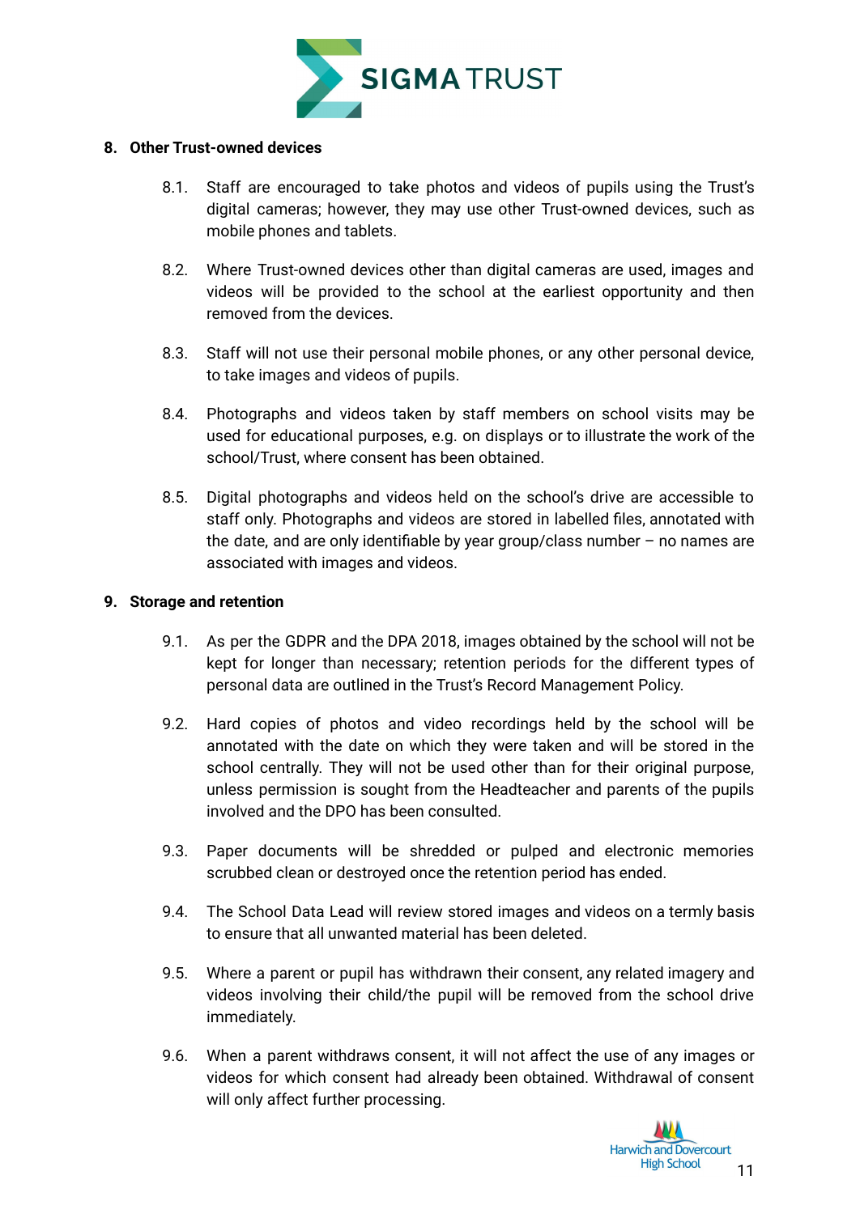## 8. Other Trust-owned devices

8.1. Staff are encouraged to take photos and videos of pupils using the Trust's digital cameras; however, they may use other Trust-owned devices, such as mobile phones and tablets.

8.2. Where Trust-owned devices other than digital cameras are used, images and videos will be provided to the school at the earliest opportunity and then removed from the devices.

8.3. Staff will not use their personal mobile phones, or any other personal device, to take images and videos of pupils.

8.4. Photographs and videos taken by staff members on school visits may be used for educational purposes, e.g. on displays or to illustrate the work of the school/Trust, where consent has been obtained.

8.5. Digital photographs and videos held on the school's drive are accessible to staff only. Photographs and videos are stored in labelled files, annotated with the date, and are only identifiable by year group/class number – no names are associated with images and videos.

## 9. Storage and retention

9.1. As per the GDPR and the DPA 2018, images obtained by the school will not be kept for longer than necessary; retention periods for the different types of personal data are outlined in the Trust's Record Management Policy.

9.2. Hard copies of photos and video recordings held by the school will be annotated with the date on which they were taken and will be stored in the school centrally. They will not be used other than for their original purpose, unless permission is sought from the Headteacher and parents of the pupils involved and the DPO has been consulted.

9.3. Paper documents will be shredded or pulped and electronic memories scrubbed clean or destroyed once the retention period has ended.

9.4. The School Data Lead will review stored images and videos on a termly basis to ensure that all unwanted material has been deleted.

9.5. Where a parent or pupil has withdrawn their consent, any related imagery and videos involving their child/the pupil will be removed from the school drive immediately.

9.6. When a parent withdraws consent, it will not affect the use of any images or videos for which consent had already been obtained. Withdrawal of consent will only affect further processing.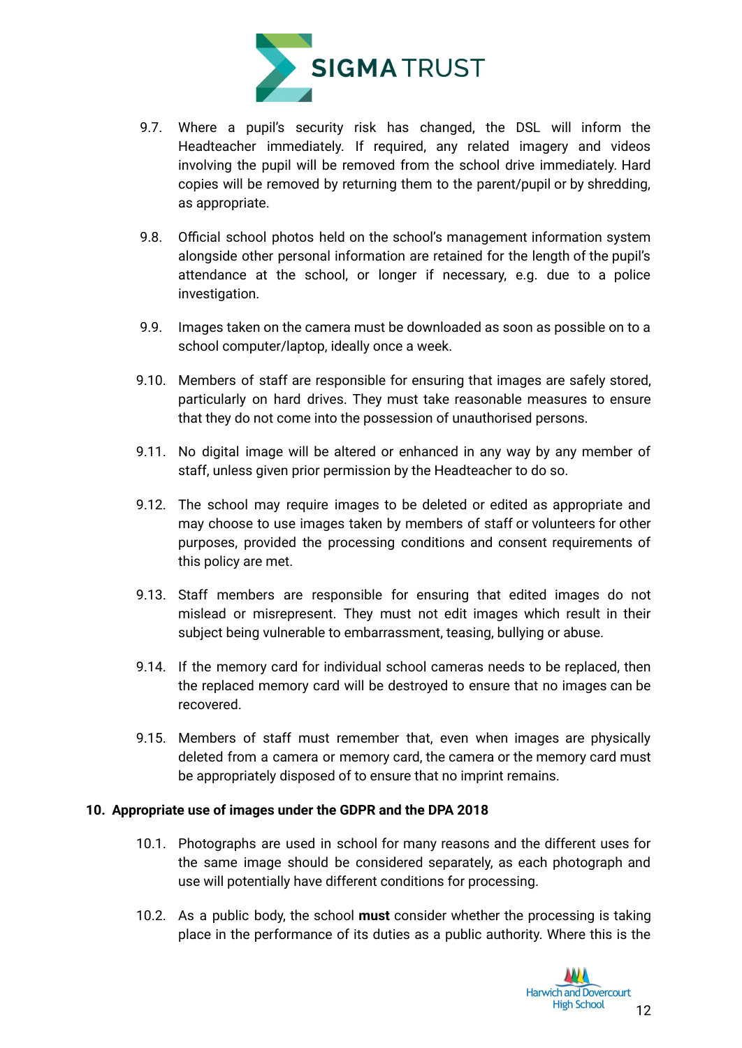9.7. Where a pupil's security risk has changed, the DSL will inform the Headteacher immediately. If required, any related imagery and videos involving the pupil will be removed from the school drive immediately. Hard copies will be removed by returning them to the parent/pupil or by shredding, as appropriate.

9.8. Official school photos held on the school's management information system alongside other personal information are retained for the length of the pupil's attendance at the school, or longer if necessary, e.g. due to a police investigation.

9.9. Images taken on the camera must be downloaded as soon as possible on to a school computer/laptop, ideally once a week.

9.10. Members of staff are responsible for ensuring that images are safely stored, particularly on hard drives. They must take reasonable measures to ensure that they do not come into the possession of unauthorised persons.

9.11. No digital image will be altered or enhanced in any way by any member of staff, unless given prior permission by the Headteacher to do so.

9.12. The school may require images to be deleted or edited as appropriate and may choose to use images taken by members of staff or volunteers for other purposes, provided the processing conditions and consent requirements of this policy are met.

9.13. Staff members are responsible for ensuring that edited images do not mislead or misrepresent. They must not edit images which result in their subject being vulnerable to embarrassment, teasing, bullying or abuse.

9.14. If the memory card for individual school cameras needs to be replaced, then the replaced memory card will be destroyed to ensure that no images can be recovered.

9.15. Members of staff must remember that, even when images are physically deleted from a camera or memory card, the camera or the memory card must be appropriately disposed of to ensure that no imprint remains.

## 10. Appropriate use of images under the GDPR and the DPA 2018

10.1. Photographs are used in school for many reasons and the different uses for the same image should be considered separately, as each photograph and use will potentially have different conditions for processing.

10.2. As a public body, the school **must** consider whether the processing is taking place in the performance of its duties as a public authority. Where this is the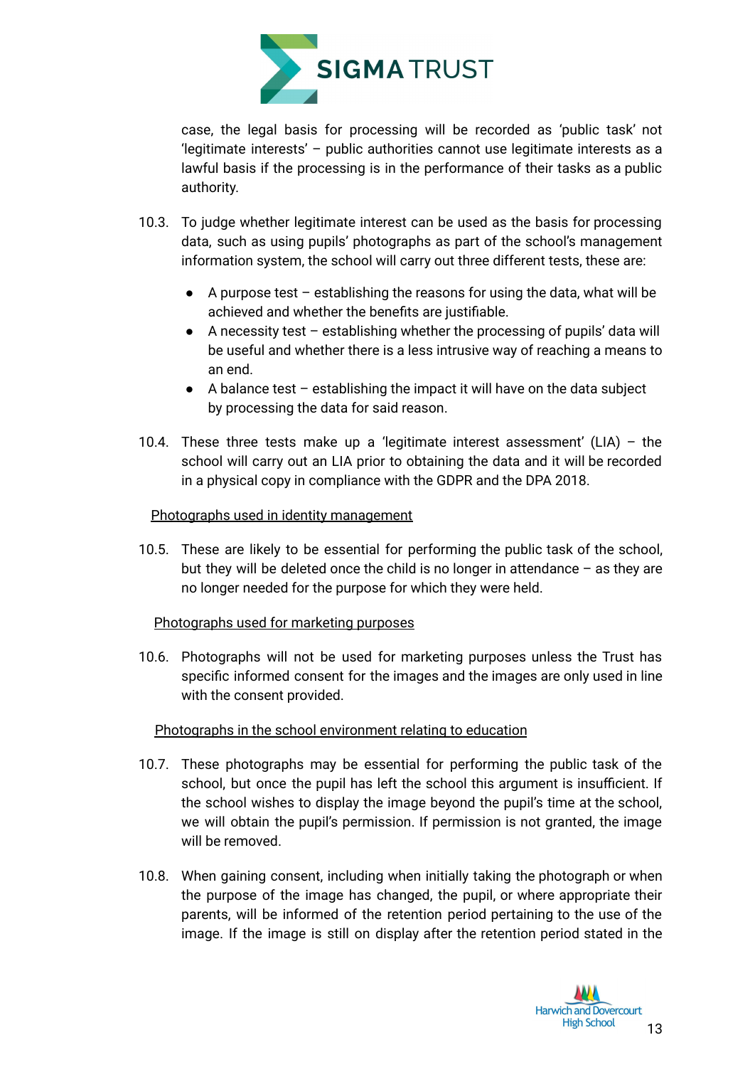case, the legal basis for processing will be recorded as 'public task' not 'legitimate interests' – public authorities cannot use legitimate interests as a lawful basis if the processing is in the performance of their tasks as a public authority.

10.3. To judge whether legitimate interest can be used as the basis for processing data, such as using pupils' photographs as part of the school's management information system, the school will carry out three different tests, these are:

- A purpose test – establishing the reasons for using the data, what will be achieved and whether the benefits are justifiable.
- A necessity test – establishing whether the processing of pupils' data will be useful and whether there is a less intrusive way of reaching a means to an end.
- A balance test – establishing the impact it will have on the data subject by processing the data for said reason.

10.4. These three tests make up a 'legitimate interest assessment' (LIA) – the school will carry out an LIA prior to obtaining the data and it will be recorded in a physical copy in compliance with the GDPR and the DPA 2018.

Photographs used in identity management

10.5. These are likely to be essential for performing the public task of the school, but they will be deleted once the child is no longer in attendance – as they are no longer needed for the purpose for which they were held.

Photographs used for marketing purposes

10.6. Photographs will not be used for marketing purposes unless the Trust has specific informed consent for the images and the images are only used in line with the consent provided.

Photographs in the school environment relating to education

10.7. These photographs may be essential for performing the public task of the school, but once the pupil has left the school this argument is insufficient. If the school wishes to display the image beyond the pupil's time at the school, we will obtain the pupil's permission. If permission is not granted, the image will be removed.

10.8. When gaining consent, including when initially taking the photograph or when the purpose of the image has changed, the pupil, or where appropriate their parents, will be informed of the retention period pertaining to the use of the image. If the image is still on display after the retention period stated in the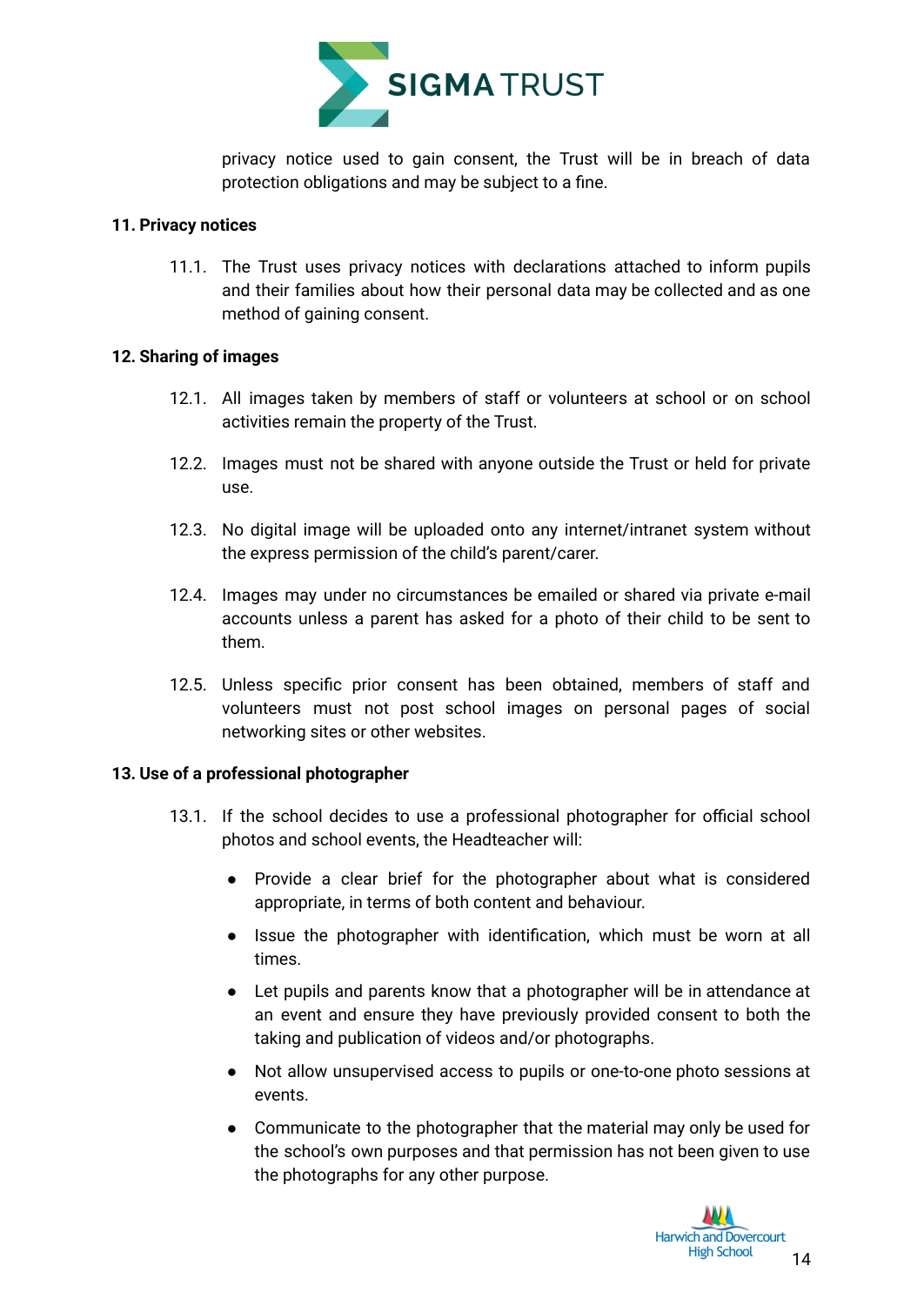privacy notice used to gain consent, the Trust will be in breach of data protection obligations and may be subject to a fine.

**11. Privacy notices**

11.1. The Trust uses privacy notices with declarations attached to inform pupils and their families about how their personal data may be collected and as one method of gaining consent.

**12. Sharing of images**

12.1. All images taken by members of staff or volunteers at school or on school activities remain the property of the Trust.

12.2. Images must not be shared with anyone outside the Trust or held for private use.

12.3. No digital image will be uploaded onto any internet/intranet system without the express permission of the child's parent/carer.

12.4. Images may under no circumstances be emailed or shared via private e-mail accounts unless a parent has asked for a photo of their child to be sent to them.

12.5. Unless specific prior consent has been obtained, members of staff and volunteers must not post school images on personal pages of social networking sites or other websites.

**13. Use of a professional photographer**

13.1. If the school decides to use a professional photographer for official school photos and school events, the Headteacher will:

- Provide a clear brief for the photographer about what is considered appropriate, in terms of both content and behaviour.
- Issue the photographer with identification, which must be worn at all times.
- Let pupils and parents know that a photographer will be in attendance at an event and ensure they have previously provided consent to both the taking and publication of videos and/or photographs.
- Not allow unsupervised access to pupils or one-to-one photo sessions at events.
- Communicate to the photographer that the material may only be used for the school's own purposes and that permission has not been given to use the photographs for any other purpose.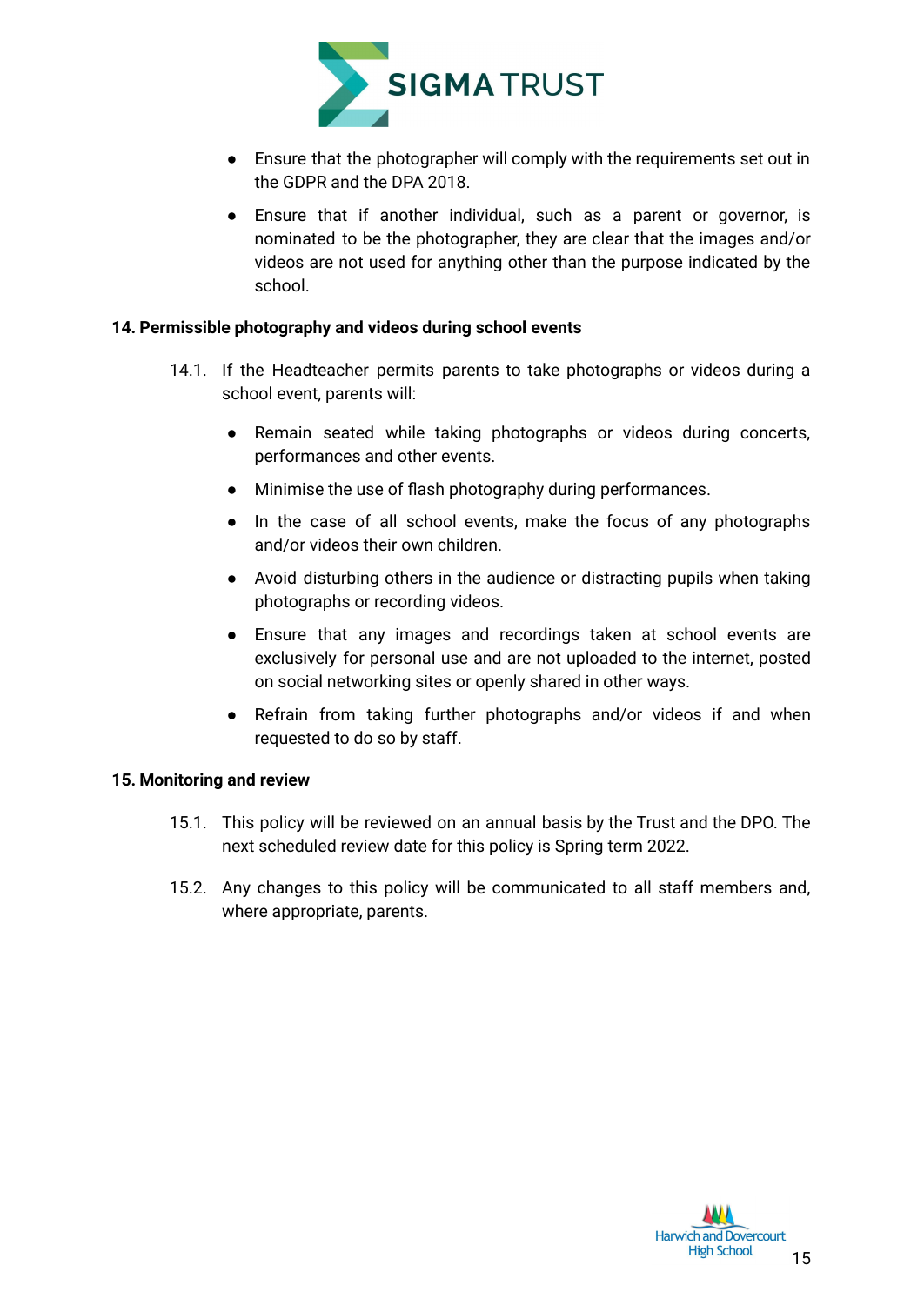- Ensure that the photographer will comply with the requirements set out in the GDPR and the DPA 2018.
- Ensure that if another individual, such as a parent or governor, is nominated to be the photographer, they are clear that the images and/or videos are not used for anything other than the purpose indicated by the school.

**14. Permissible photography and videos during school events**

14.1. If the Headteacher permits parents to take photographs or videos during a school event, parents will:

- Remain seated while taking photographs or videos during concerts, performances and other events.
- Minimise the use of flash photography during performances.
- In the case of all school events, make the focus of any photographs and/or videos their own children.
- Avoid disturbing others in the audience or distracting pupils when taking photographs or recording videos.
- Ensure that any images and recordings taken at school events are exclusively for personal use and are not uploaded to the internet, posted on social networking sites or openly shared in other ways.
- Refrain from taking further photographs and/or videos if and when requested to do so by staff.

**15. Monitoring and review**

15.1. This policy will be reviewed on an annual basis by the Trust and the DPO. The next scheduled review date for this policy is Spring term 2022.

15.2. Any changes to this policy will be communicated to all staff members and, where appropriate, parents.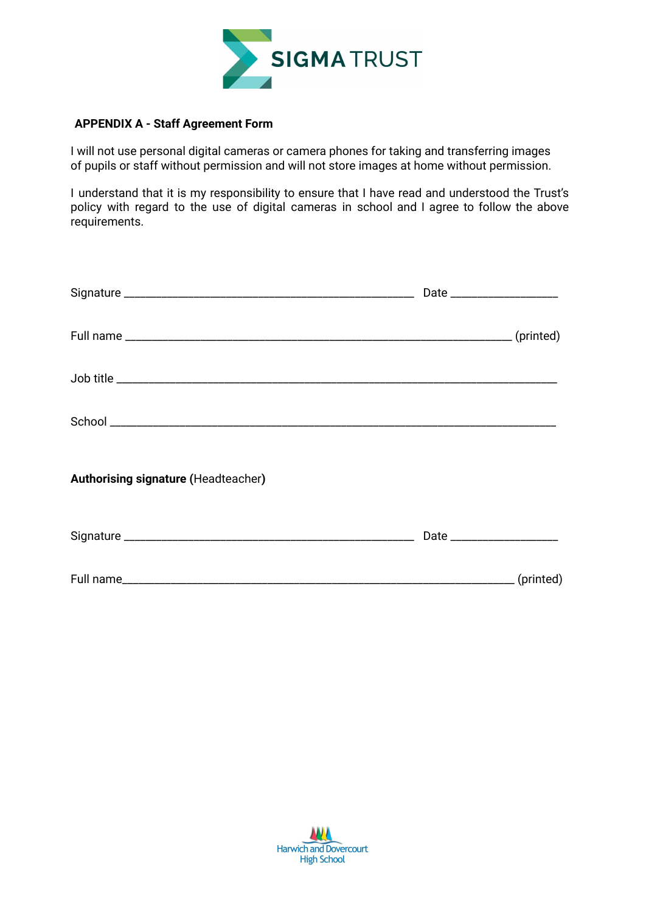**APPENDIX A - Staff Agreement Form**

I will not use personal digital cameras or camera phones for taking and transferring images of pupils or staff without permission and will not store images at home without permission.

I understand that it is my responsibility to ensure that I have read and understood the Trust's policy with regard to the use of digital cameras in school and I agree to follow the above requirements.

Signature ________________________________________________ Date __________________

Full name ________________________________________________________________ (printed)

Job title ________________________________________________________________________

School _________________________________________________________________________

**Authorising signature** (Headteacher**)**

Signature ________________________________________________ Date __________________

Full name________________________________________________________________ (printed)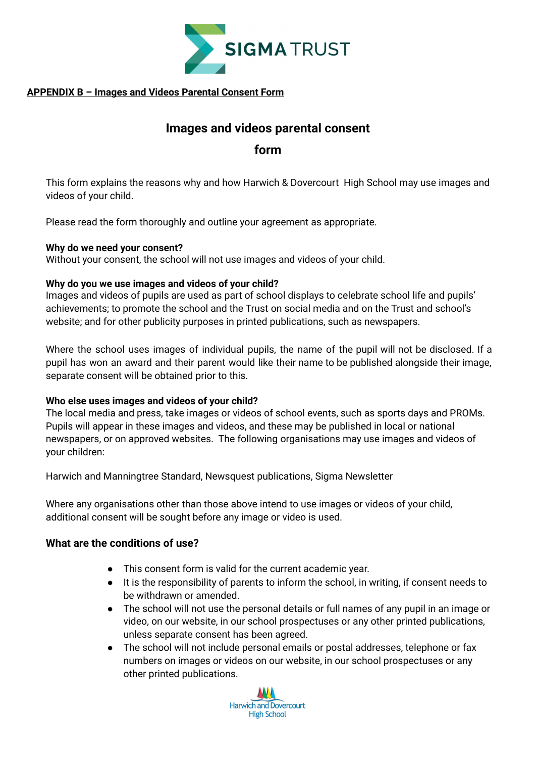**APPENDIX B – Images and Videos Parental Consent Form**

# Images and videos parental consent form

This form explains the reasons why and how Harwich & Dovercourt High School may use images and videos of your child.

Please read the form thoroughly and outline your agreement as appropriate.

**Why do we need your consent?**
Without your consent, the school will not use images and videos of your child.

**Why do you we use images and videos of your child?**
Images and videos of pupils are used as part of school displays to celebrate school life and pupils' achievements; to promote the school and the Trust on social media and on the Trust and school's website; and for other publicity purposes in printed publications, such as newspapers.

Where the school uses images of individual pupils, the name of the pupil will not be disclosed. If a pupil has won an award and their parent would like their name to be published alongside their image, separate consent will be obtained prior to this.

**Who else uses images and videos of your child?**
The local media and press, take images or videos of school events, such as sports days and PROMs. Pupils will appear in these images and videos, and these may be published in local or national newspapers, or on approved websites. The following organisations may use images and videos of your children:

Harwich and Manningtree Standard, Newsquest publications, Sigma Newsletter

Where any organisations other than those above intend to use images or videos of your child, additional consent will be sought before any image or video is used.

## What are the conditions of use?

- This consent form is valid for the current academic year.
- It is the responsibility of parents to inform the school, in writing, if consent needs to be withdrawn or amended.
- The school will not use the personal details or full names of any pupil in an image or video, on our website, in our school prospectuses or any other printed publications, unless separate consent has been agreed.
- The school will not include personal emails or postal addresses, telephone or fax numbers on images or videos on our website, in our school prospectuses or any other printed publications.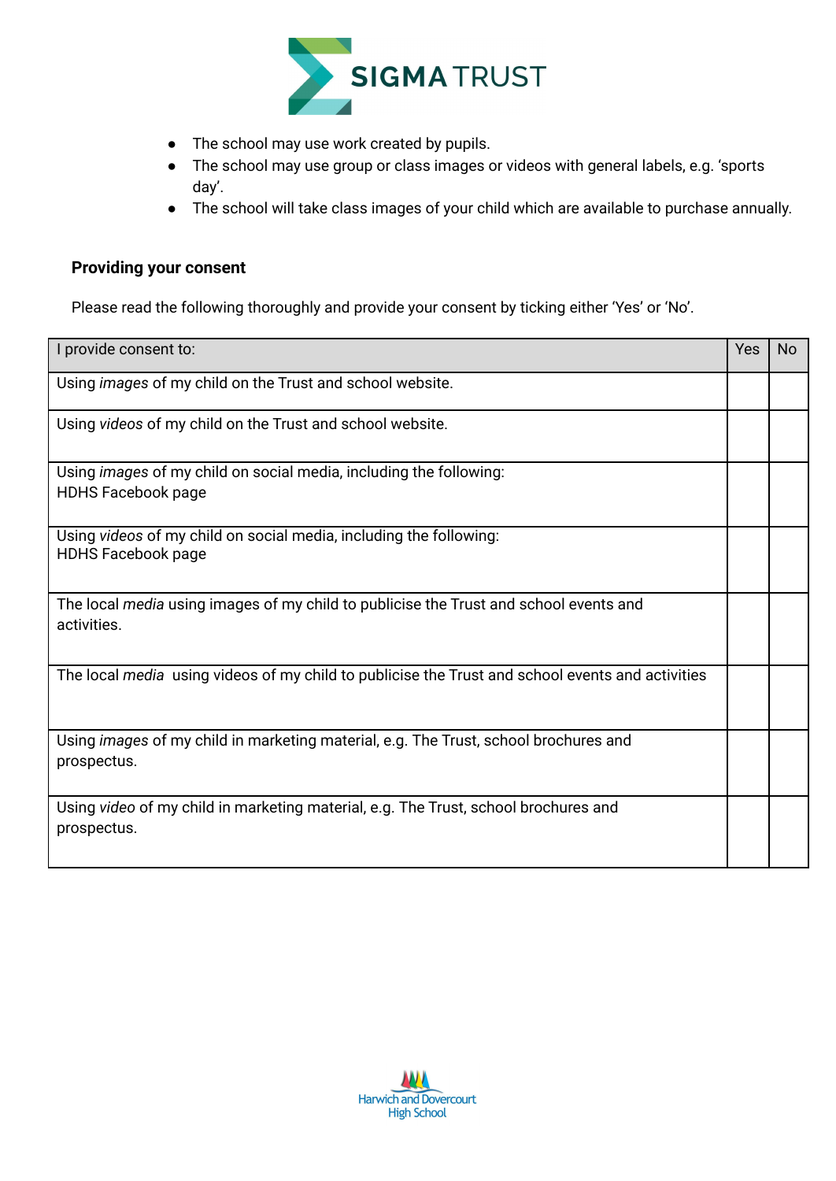- The school may use work created by pupils.
- The school may use group or class images or videos with general labels, e.g. 'sports day'.
- The school will take class images of your child which are available to purchase annually.

**Providing your consent**

Please read the following thoroughly and provide your consent by ticking either 'Yes' or 'No'.

| I provide consent to: | Yes | No |
|---|---|---|
| Using *images* of my child on the Trust and school website. | | |
| Using *videos* of my child on the Trust and school website. | | |
| Using *images* of my child on social media, including the following:<br>HDHS Facebook page | | |
| Using *videos* of my child on social media, including the following:<br>HDHS Facebook page | | |
| The local *media* using images of my child to publicise the Trust and school events and activities. | | |
| The local *media* using videos of my child to publicise the Trust and school events and activities | | |
| Using *images* of my child in marketing material, e.g. The Trust, school brochures and prospectus. | | |
| Using *video* of my child in marketing material, e.g. The Trust, school brochures and prospectus. | | |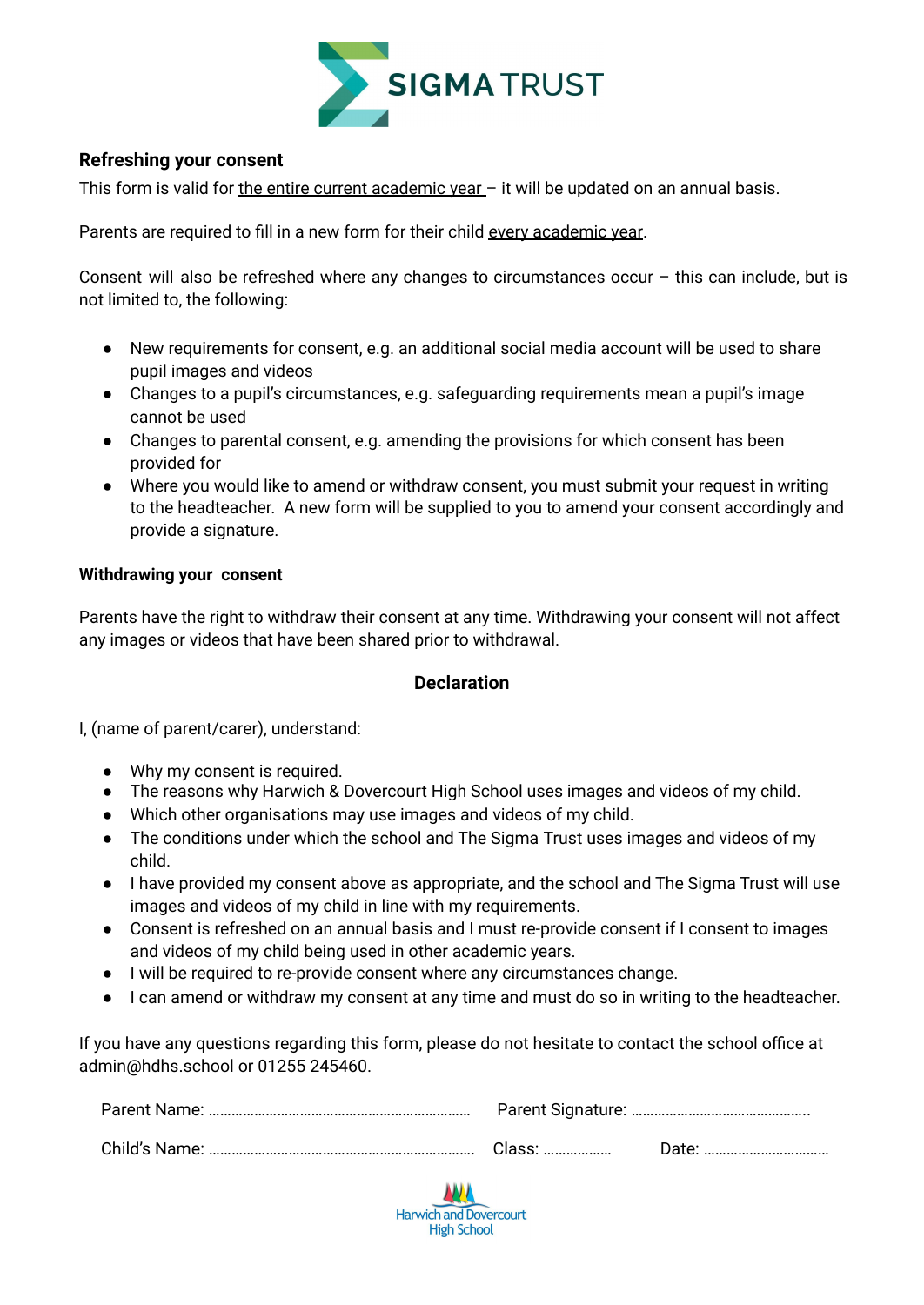**Refreshing your consent**

This form is valid for the entire current academic year – it will be updated on an annual basis.

Parents are required to fill in a new form for their child every academic year.

Consent will also be refreshed where any changes to circumstances occur – this can include, but is not limited to, the following:

- New requirements for consent, e.g. an additional social media account will be used to share pupil images and videos
- Changes to a pupil's circumstances, e.g. safeguarding requirements mean a pupil's image cannot be used
- Changes to parental consent, e.g. amending the provisions for which consent has been provided for
- Where you would like to amend or withdraw consent, you must submit your request in writing to the headteacher. A new form will be supplied to you to amend your consent accordingly and provide a signature.

**Withdrawing your consent**

Parents have the right to withdraw their consent at any time. Withdrawing your consent will not affect any images or videos that have been shared prior to withdrawal.

**Declaration**

I, (name of parent/carer), understand:

- Why my consent is required.
- The reasons why Harwich & Dovercourt High School uses images and videos of my child.
- Which other organisations may use images and videos of my child.
- The conditions under which the school and The Sigma Trust uses images and videos of my child.
- I have provided my consent above as appropriate, and the school and The Sigma Trust will use images and videos of my child in line with my requirements.
- Consent is refreshed on an annual basis and I must re-provide consent if I consent to images and videos of my child being used in other academic years.
- I will be required to re-provide consent where any circumstances change.
- I can amend or withdraw my consent at any time and must do so in writing to the headteacher.

If you have any questions regarding this form, please do not hesitate to contact the school office at admin@hdhs.school or 01255 245460.

Parent Name: …………………………………………………………… Parent Signature: ………………………………………..

Child's Name: …………………………………………………………… Class: ……………… Date: ……………………………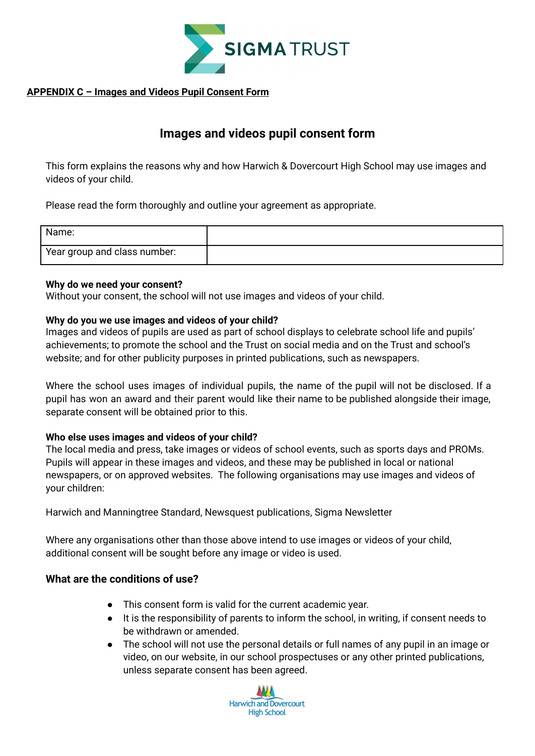**APPENDIX C – Images and Videos Pupil Consent Form**

## Images and videos pupil consent form

This form explains the reasons why and how Harwich & Dovercourt High School may use images and videos of your child.

Please read the form thoroughly and outline your agreement as appropriate.

| Name: | |
|---|---|
| Year group and class number: | |

**Why do we need your consent?**
Without your consent, the school will not use images and videos of your child.

**Why do you we use images and videos of your child?**
Images and videos of pupils are used as part of school displays to celebrate school life and pupils' achievements; to promote the school and the Trust on social media and on the Trust and school's website; and for other publicity purposes in printed publications, such as newspapers.

Where the school uses images of individual pupils, the name of the pupil will not be disclosed. If a pupil has won an award and their parent would like their name to be published alongside their image, separate consent will be obtained prior to this.

**Who else uses images and videos of your child?**
The local media and press, take images or videos of school events, such as sports days and PROMs. Pupils will appear in these images and videos, and these may be published in local or national newspapers, or on approved websites. The following organisations may use images and videos of your children:

Harwich and Manningtree Standard, Newsquest publications, Sigma Newsletter

Where any organisations other than those above intend to use images or videos of your child, additional consent will be sought before any image or video is used.

### What are the conditions of use?

- This consent form is valid for the current academic year.
- It is the responsibility of parents to inform the school, in writing, if consent needs to be withdrawn or amended.
- The school will not use the personal details or full names of any pupil in an image or video, on our website, in our school prospectuses or any other printed publications, unless separate consent has been agreed.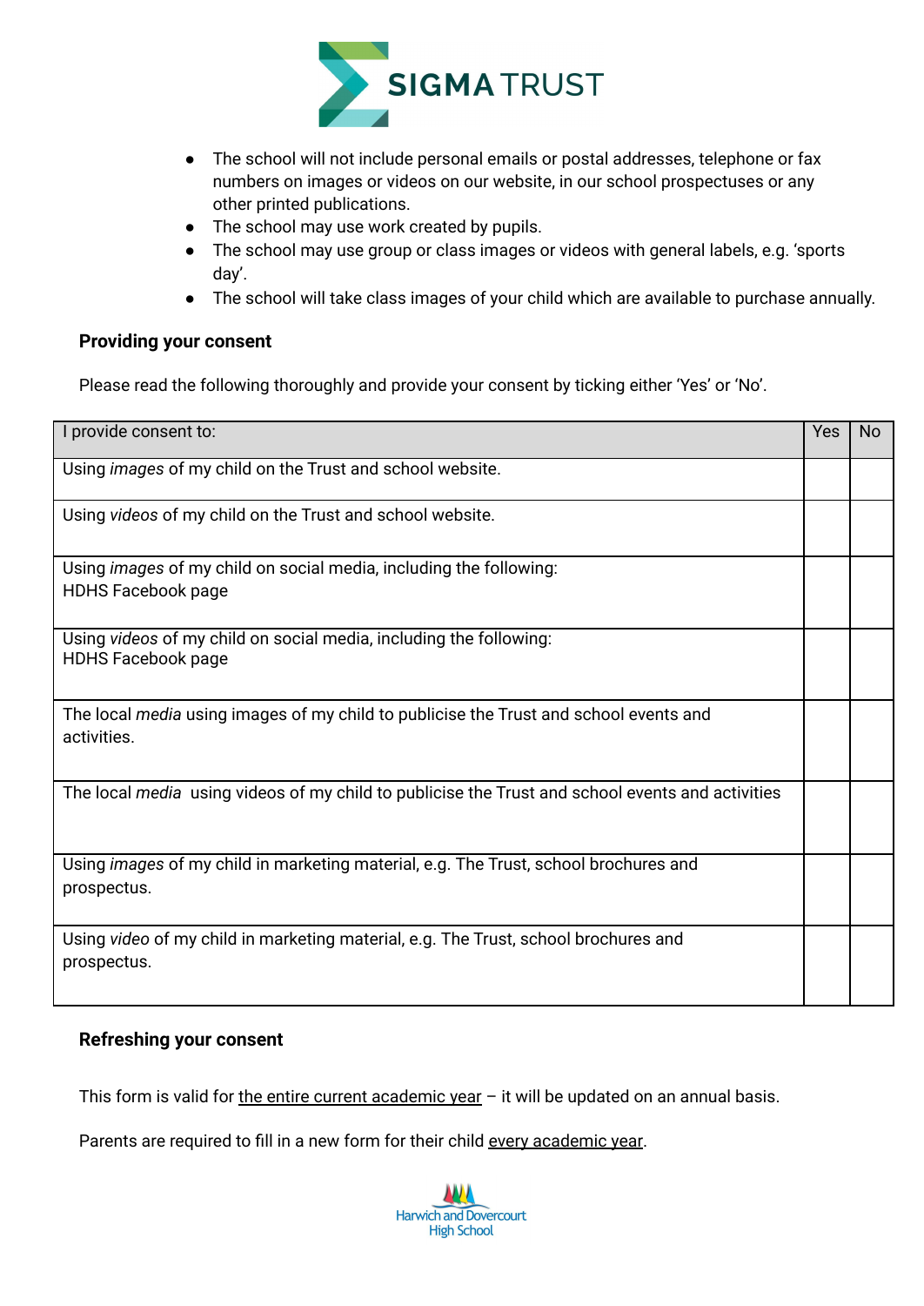- The school will not include personal emails or postal addresses, telephone or fax numbers on images or videos on our website, in our school prospectuses or any other printed publications.
- The school may use work created by pupils.
- The school may use group or class images or videos with general labels, e.g. 'sports day'.
- The school will take class images of your child which are available to purchase annually.

**Providing your consent**

Please read the following thoroughly and provide your consent by ticking either 'Yes' or 'No'.

| I provide consent to: | Yes | No |
|---|---|---|
| Using *images* of my child on the Trust and school website. | | |
| Using *videos* of my child on the Trust and school website. | | |
| Using *images* of my child on social media, including the following: HDHS Facebook page | | |
| Using *videos* of my child on social media, including the following: HDHS Facebook page | | |
| The local *media* using images of my child to publicise the Trust and school events and activities. | | |
| The local *media* using videos of my child to publicise the Trust and school events and activities | | |
| Using *images* of my child in marketing material, e.g. The Trust, school brochures and prospectus. | | |
| Using *video* of my child in marketing material, e.g. The Trust, school brochures and prospectus. | | |

**Refreshing your consent**

This form is valid for the entire current academic year – it will be updated on an annual basis.

Parents are required to fill in a new form for their child every academic year.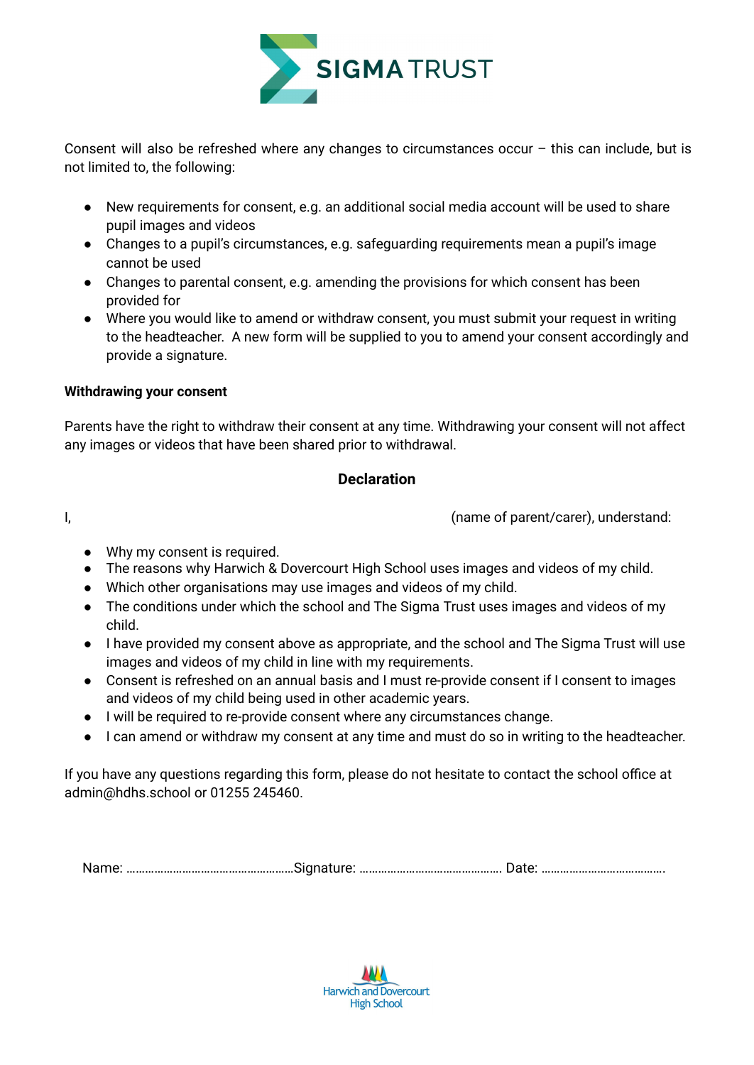Consent will also be refreshed where any changes to circumstances occur – this can include, but is not limited to, the following:

- New requirements for consent, e.g. an additional social media account will be used to share pupil images and videos
- Changes to a pupil's circumstances, e.g. safeguarding requirements mean a pupil's image cannot be used
- Changes to parental consent, e.g. amending the provisions for which consent has been provided for
- Where you would like to amend or withdraw consent, you must submit your request in writing to the headteacher. A new form will be supplied to you to amend your consent accordingly and provide a signature.

**Withdrawing your consent**

Parents have the right to withdraw their consent at any time. Withdrawing your consent will not affect any images or videos that have been shared prior to withdrawal.

**Declaration**

I, (name of parent/carer), understand:

- Why my consent is required.
- The reasons why Harwich & Dovercourt High School uses images and videos of my child.
- Which other organisations may use images and videos of my child.
- The conditions under which the school and The Sigma Trust uses images and videos of my child.
- I have provided my consent above as appropriate, and the school and The Sigma Trust will use images and videos of my child in line with my requirements.
- Consent is refreshed on an annual basis and I must re-provide consent if I consent to images and videos of my child being used in other academic years.
- I will be required to re-provide consent where any circumstances change.
- I can amend or withdraw my consent at any time and must do so in writing to the headteacher.

If you have any questions regarding this form, please do not hesitate to contact the school office at admin@hdhs.school or 01255 245460.

Name: ……………………………………………Signature: ………………………………………. Date: ………………………………….